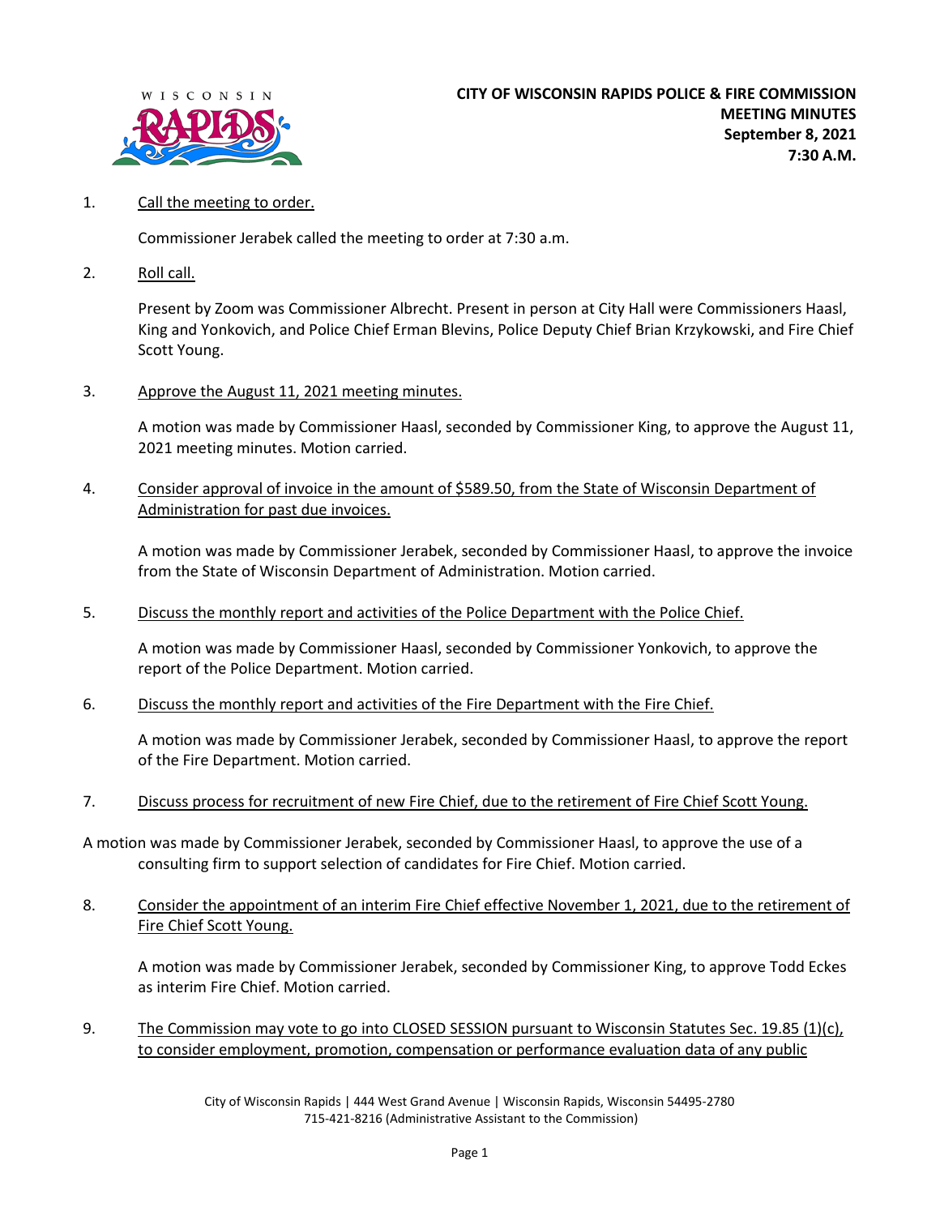**CITY OF WISCONSIN RAPIDS POLICE & FIRE COMMISSION**
**MEETING MINUTES**
**September 8, 2021**
**7:30 A.M.**

1. Call the meeting to order.

   Commissioner Jerabek called the meeting to order at 7:30 a.m.

2. Roll call.

   Present by Zoom was Commissioner Albrecht. Present in person at City Hall were Commissioners Haasl, King and Yonkovich, and Police Chief Erman Blevins, Police Deputy Chief Brian Krzykowski, and Fire Chief Scott Young.

3. Approve the August 11, 2021 meeting minutes.

   A motion was made by Commissioner Haasl, seconded by Commissioner King, to approve the August 11, 2021 meeting minutes. Motion carried.

4. Consider approval of invoice in the amount of $589.50, from the State of Wisconsin Department of Administration for past due invoices.

   A motion was made by Commissioner Jerabek, seconded by Commissioner Haasl, to approve the invoice from the State of Wisconsin Department of Administration. Motion carried.

5. Discuss the monthly report and activities of the Police Department with the Police Chief.

   A motion was made by Commissioner Haasl, seconded by Commissioner Yonkovich, to approve the report of the Police Department. Motion carried.

6. Discuss the monthly report and activities of the Fire Department with the Fire Chief.

   A motion was made by Commissioner Jerabek, seconded by Commissioner Haasl, to approve the report of the Fire Department. Motion carried.

7. Discuss process for recruitment of new Fire Chief, due to the retirement of Fire Chief Scott Young.

A motion was made by Commissioner Jerabek, seconded by Commissioner Haasl, to approve the use of a consulting firm to support selection of candidates for Fire Chief. Motion carried.

8. Consider the appointment of an interim Fire Chief effective November 1, 2021, due to the retirement of Fire Chief Scott Young.

   A motion was made by Commissioner Jerabek, seconded by Commissioner King, to approve Todd Eckes as interim Fire Chief. Motion carried.

9. The Commission may vote to go into CLOSED SESSION pursuant to Wisconsin Statutes Sec. 19.85 (1)(c), to consider employment, promotion, compensation or performance evaluation data of any public

City of Wisconsin Rapids | 444 West Grand Avenue | Wisconsin Rapids, Wisconsin 54495-2780
715-421-8216 (Administrative Assistant to the Commission)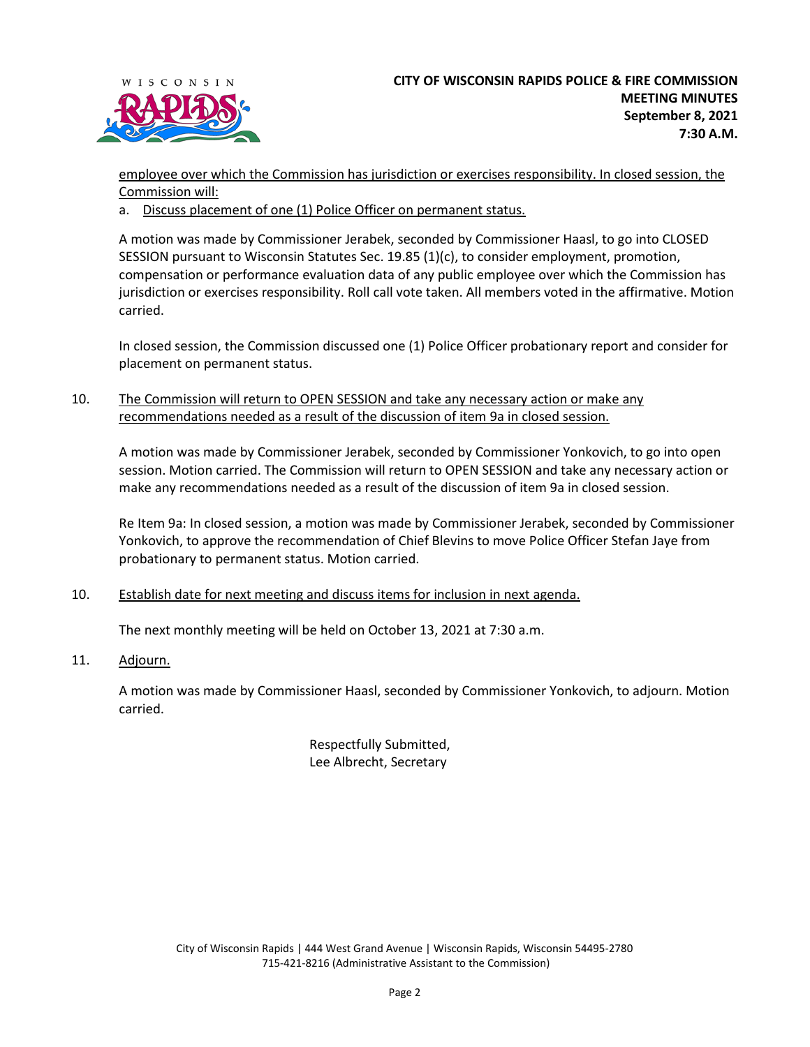employee over which the Commission has jurisdiction or exercises responsibility. In closed session, the Commission will:

a. Discuss placement of one (1) Police Officer on permanent status.

A motion was made by Commissioner Jerabek, seconded by Commissioner Haasl, to go into CLOSED SESSION pursuant to Wisconsin Statutes Sec. 19.85 (1)(c), to consider employment, promotion, compensation or performance evaluation data of any public employee over which the Commission has jurisdiction or exercises responsibility. Roll call vote taken. All members voted in the affirmative. Motion carried.

In closed session, the Commission discussed one (1) Police Officer probationary report and consider for placement on permanent status.

10. The Commission will return to OPEN SESSION and take any necessary action or make any recommendations needed as a result of the discussion of item 9a in closed session.

    A motion was made by Commissioner Jerabek, seconded by Commissioner Yonkovich, to go into open session. Motion carried. The Commission will return to OPEN SESSION and take any necessary action or make any recommendations needed as a result of the discussion of item 9a in closed session.

    Re Item 9a: In closed session, a motion was made by Commissioner Jerabek, seconded by Commissioner Yonkovich, to approve the recommendation of Chief Blevins to move Police Officer Stefan Jaye from probationary to permanent status. Motion carried.

10. Establish date for next meeting and discuss items for inclusion in next agenda.

    The next monthly meeting will be held on October 13, 2021 at 7:30 a.m.

11. Adjourn.

    A motion was made by Commissioner Haasl, seconded by Commissioner Yonkovich, to adjourn. Motion carried.

Respectfully Submitted,
Lee Albrecht, Secretary

City of Wisconsin Rapids | 444 West Grand Avenue | Wisconsin Rapids, Wisconsin 54495-2780
715-421-8216 (Administrative Assistant to the Commission)